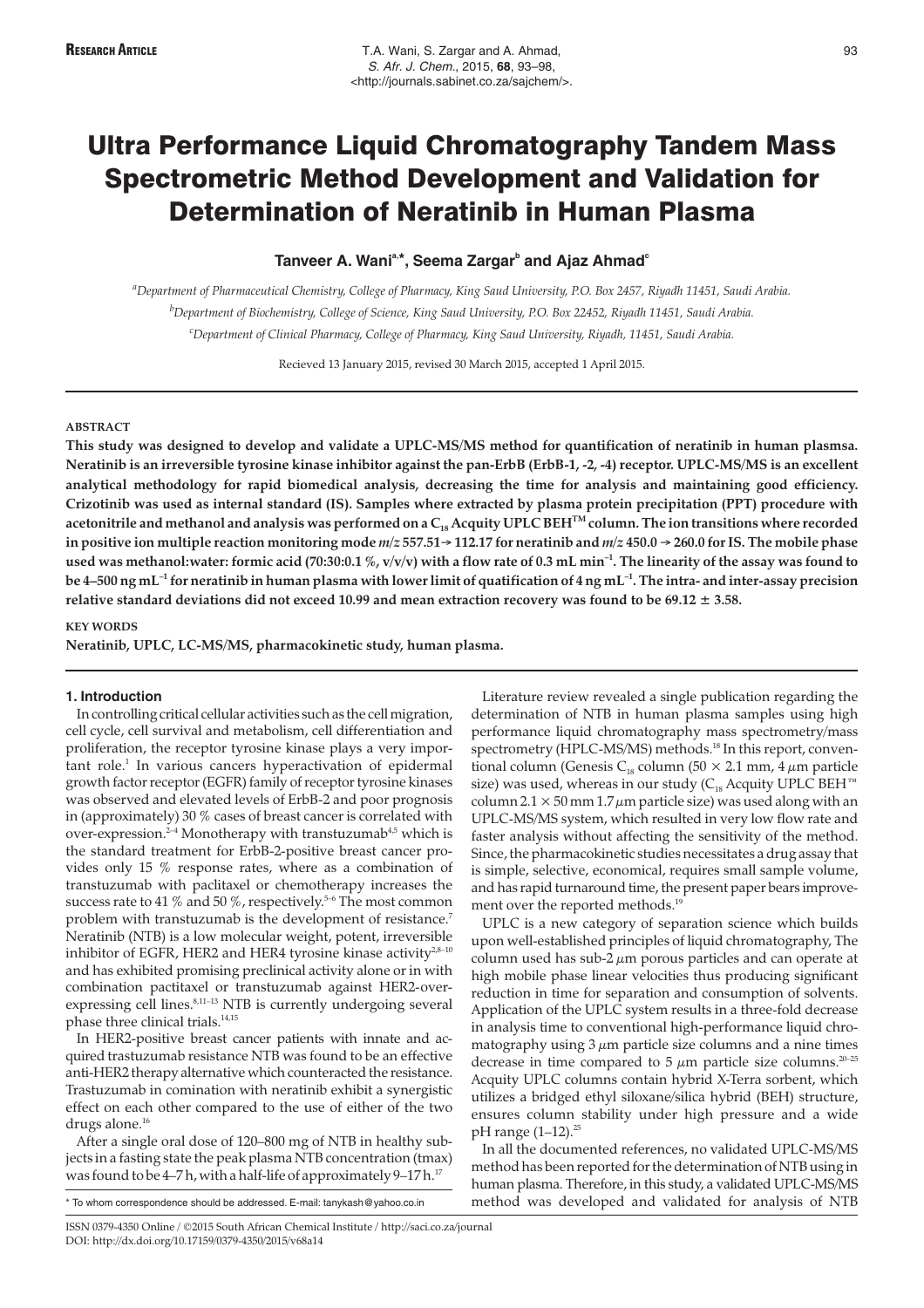**Research Article**

# Ultra Performance Liquid Chromatography Tandem Mass Spectrometric Method Development and Validation for Determination of Neratinib in Human Plasma

**Tanveer A. Wani[a,*], Seema Zargar[b] and Ajaz Ahmad[c]**

[a]Department of Pharmaceutical Chemistry, College of Pharmacy, King Saud University, P.O. Box 2457, Riyadh 11451, Saudi Arabia.

[b]Department of Biochemistry, College of Science, King Saud University, P.O. Box 22452, Riyadh 11451, Saudi Arabia.

[c]Department of Clinical Pharmacy, College of Pharmacy, King Saud University, Riyadh, 11451, Saudi Arabia.

Recieved 13 January 2015, revised 30 March 2015, accepted 1 April 2015.

## ABSTRACT

**This study was designed to develop and validate a UPLC-MS/MS method for quantification of neratinib in human plasmsa. Neratinib is an irreversible tyrosine kinase inhibitor against the pan-ErbB (ErbB-1, -2, -4) receptor. UPLC-MS/MS is an excellent analytical methodology for rapid biomedical analysis, decreasing the time for analysis and maintaining good efficiency. Crizotinib was used as internal standard (IS). Samples where extracted by plasma protein precipitation (PPT) procedure with acetonitrile and methanol and analysis was performed on a $C_{18}$ Acquity UPLC BEH™ column. The ion transitions where recorded in positive ion multiple reaction monitoring mode *m/z* 557.51 → 112.17 for neratinib and *m/z* 450.0 → 260.0 for IS. The mobile phase used was methanol:water: formic acid (70:30:0.1 %, v/v/v) with a flow rate of 0.3 mL min$^{-1}$. The linearity of the assay was found to be 4–500 ng mL$^{-1}$ for neratinib in human plasma with lower limit of quatification of 4 ng mL$^{-1}$. The intra- and inter-assay precision relative standard deviations did not exceed 10.99 and mean extraction recovery was found to be 69.12 ± 3.58.**

## KEY WORDS

**Neratinib, UPLC, LC-MS/MS, pharmacokinetic study, human plasma.**

## 1. Introduction

In controlling critical cellular activities such as the cell migration, cell cycle, cell survival and metabolism, cell differentiation and proliferation, the receptor tyrosine kinase plays a very important role.[1] In various cancers hyperactivation of epidermal growth factor receptor (EGFR) family of receptor tyrosine kinases was observed and elevated levels of ErbB-2 and poor prognosis in (approximately) 30 % cases of breast cancer is correlated with over-expression.[2–4] Monotherapy with transtuzumab[4,5] which is the standard treatment for ErbB-2-positive breast cancer provides only 15 % response rates, where as a combination of transtuzumab with paclitaxel or chemotherapy increases the success rate to 41 % and 50 %, respectively.[5–6] The most common problem with transtuzumab is the development of resistance.[7] Neratinib (NTB) is a low molecular weight, potent, irreversible inhibitor of EGFR, HER2 and HER4 tyrosine kinase activity[2,8–10] and has exhibited promising preclinical activity alone or in with combination pactitaxel or transtuzumab against HER2-over-expressing cell lines.[8,11–13] NTB is currently undergoing several phase three clinical trials.[14,15]

In HER2-positive breast cancer patients with innate and acquired trastuzumab resistance NTB was found to be an effective anti-HER2 therapy alternative which counteracted the resistance. Trastuzumab in comination with neratinib exhibit a synergistic effect on each other compared to the use of either of the two drugs alone.[16]

After a single oral dose of 120–800 mg of NTB in healthy subjects in a fasting state the peak plasma NTB concentration (tmax) was found to be 4–7 h, with a half-life of approximately 9–17 h.[17]

Literature review revealed a single publication regarding the determination of NTB in human plasma samples using high performance liquid chromatography mass spectrometry/mass spectrometry (HPLC-MS/MS) methods.[18] In this report, conventional column (Genesis $C_{18}$ column (50 × 2.1 mm, 4 μm particle size) was used, whereas in our study ($C_{18}$ Acquity UPLC BEH™ column 2.1 × 50 mm 1.7 μm particle size) was used along with an UPLC-MS/MS system, which resulted in very low flow rate and faster analysis without affecting the sensitivity of the method. Since, the pharmacokinetic studies necessitates a drug assay that is simple, selective, economical, requires small sample volume, and has rapid turnaround time, the present paper bears improvement over the reported methods.[19]

UPLC is a new category of separation science which builds upon well-established principles of liquid chromatography, The column used has sub-2 μm porous particles and can operate at high mobile phase linear velocities thus producing significant reduction in time for separation and consumption of solvents. Application of the UPLC system results in a three-fold decrease in analysis time to conventional high-performance liquid chromatography using 3 μm particle size columns and a nine times decrease in time compared to 5 μm particle size columns.[20–25] Acquity UPLC columns contain hybrid X-Terra sorbent, which utilizes a bridged ethyl siloxane/silica hybrid (BEH) structure, ensures column stability under high pressure and a wide pH range (1–12).[25]

In all the documented references, no validated UPLC-MS/MS method has been reported for the determination of NTB using in human plasma. Therefore, in this study, a validated UPLC-MS/MS method was developed and validated for analysis of NTB

\* To whom correspondence should be addressed. E-mail: tanykash@yahoo.co.in

ISSN 0379-4350 Online / ©2015 South African Chemical Institute / http://saci.co.za/journal
DOI: http://dx.doi.org/10.17159/0379-4350/2015/v68a14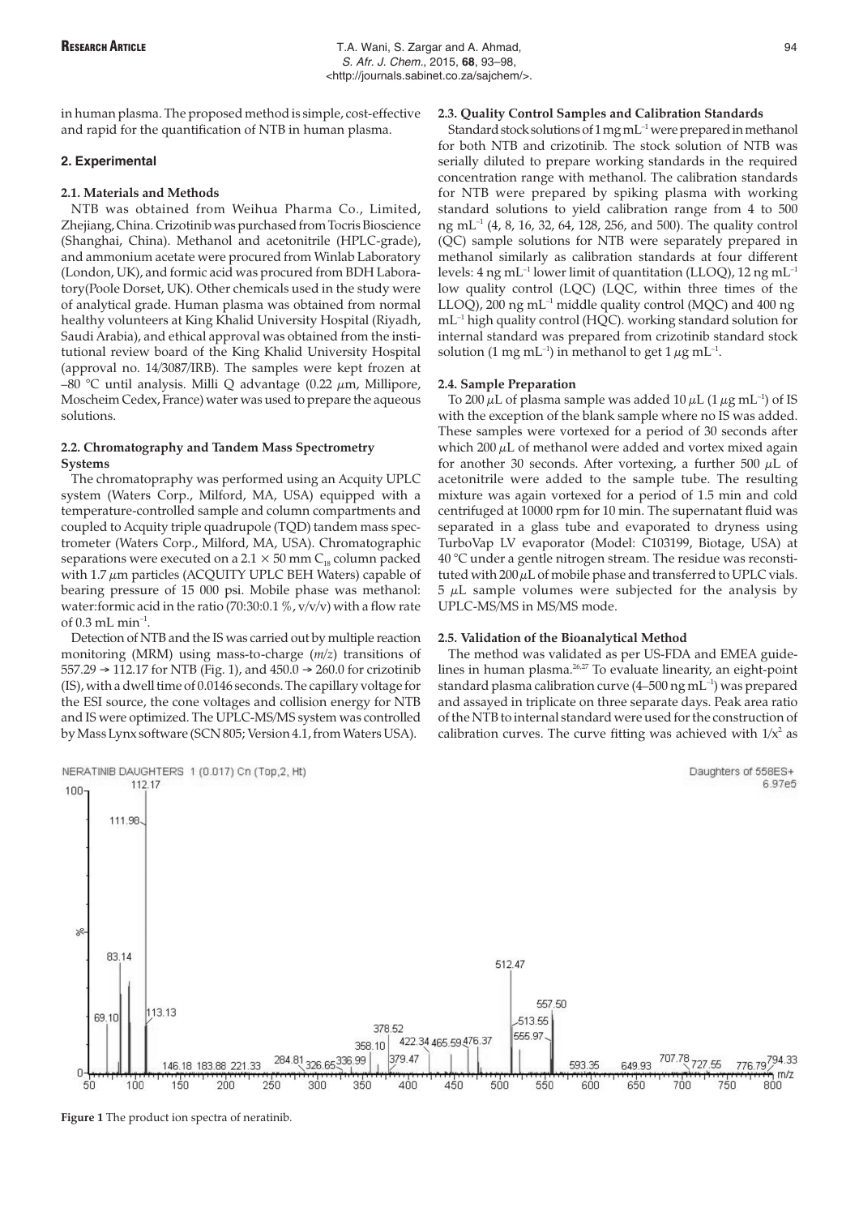in human plasma. The proposed method is simple, cost-effective and rapid for the quantification of NTB in human plasma.

## 2. Experimental

### 2.1. Materials and Methods

NTB was obtained from Weihua Pharma Co., Limited, Zhejiang, China. Crizotinib was purchased from Tocris Bioscience (Shanghai, China). Methanol and acetonitrile (HPLC-grade), and ammonium acetate were procured from Winlab Laboratory (London, UK), and formic acid was procured from BDH Laboratory(Poole Dorset, UK). Other chemicals used in the study were of analytical grade. Human plasma was obtained from normal healthy volunteers at King Khalid University Hospital (Riyadh, Saudi Arabia), and ethical approval was obtained from the institutional review board of the King Khalid University Hospital (approval no. 14/3087/IRB). The samples were kept frozen at –80 °C until analysis. Milli Q advantage (0.22 µm, Millipore, Moscheim Cedex, France) water was used to prepare the aqueous solutions.

### 2.2. Chromatography and Tandem Mass Spectrometry Systems

The chromatopraphy was performed using an Acquity UPLC system (Waters Corp., Milford, MA, USA) equipped with a temperature-controlled sample and column compartments and coupled to Acquity triple quadrupole (TQD) tandem mass spectrometer (Waters Corp., Milford, MA, USA). Chromatographic separations were executed on a 2.1 × 50 mm $C_{18}$ column packed with 1.7 µm particles (ACQUITY UPLC BEH Waters) capable of bearing pressure of 15 000 psi. Mobile phase was methanol: water:formic acid in the ratio (70:30:0.1 %, v/v/v) with a flow rate of 0.3 mL min$^{-1}$.

Detection of NTB and the IS was carried out by multiple reaction monitoring (MRM) using mass-to-charge (*m/z*) transitions of 557.29 → 112.17 for NTB (Fig. 1), and 450.0 → 260.0 for crizotinib (IS), with a dwell time of 0.0146 seconds. The capillary voltage for the ESI source, the cone voltages and collision energy for NTB and IS were optimized. The UPLC-MS/MS system was controlled by Mass Lynx software (SCN 805; Version 4.1, from Waters USA).

### 2.3. Quality Control Samples and Calibration Standards

Standard stock solutions of 1 mg mL$^{-1}$ were prepared in methanol for both NTB and crizotinib. The stock solution of NTB was serially diluted to prepare working standards in the required concentration range with methanol. The calibration standards for NTB were prepared by spiking plasma with working standard solutions to yield calibration range from 4 to 500 ng mL$^{-1}$ (4, 8, 16, 32, 64, 128, 256, and 500). The quality control (QC) sample solutions for NTB were separately prepared in methanol similarly as calibration standards at four different levels: 4 ng mL$^{-1}$ lower limit of quantitation (LLOQ), 12 ng mL$^{-1}$ low quality control (LQC) (LQC, within three times of the LLOQ), 200 ng mL$^{-1}$ middle quality control (MQC) and 400 ng mL$^{-1}$ high quality control (HQC). working standard solution for internal standard was prepared from crizotinib standard stock solution (1 mg mL$^{-1}$) in methanol to get 1 µg mL$^{-1}$.

### 2.4. Sample Preparation

To 200 µL of plasma sample was added 10 µL (1 µg mL$^{-1}$) of IS with the exception of the blank sample where no IS was added. These samples were vortexed for a period of 30 seconds after which 200 µL of methanol were added and vortex mixed again for another 30 seconds. After vortexing, a further 500 µL of acetonitrile were added to the sample tube. The resulting mixture was again vortexed for a period of 1.5 min and cold centrifuged at 10000 rpm for 10 min. The supernatant fluid was separated in a glass tube and evaporated to dryness using TurboVap LV evaporator (Model: C103199, Biotage, USA) at 40 °C under a gentle nitrogen stream. The residue was reconstituted with 200 µL of mobile phase and transferred to UPLC vials. 5 µL sample volumes were subjected for the analysis by UPLC-MS/MS in MS/MS mode.

### 2.5. Validation of the Bioanalytical Method

The method was validated as per US-FDA and EMEA guidelines in human plasma.[26,27] To evaluate linearity, an eight-point standard plasma calibration curve (4–500 ng mL$^{-1}$) was prepared and assayed in triplicate on three separate days. Peak area ratio of the NTB to internal standard were used for the construction of calibration curves. The curve fitting was achieved with $1/x^2$ as

**Figure 1** The product ion spectra of neratinib.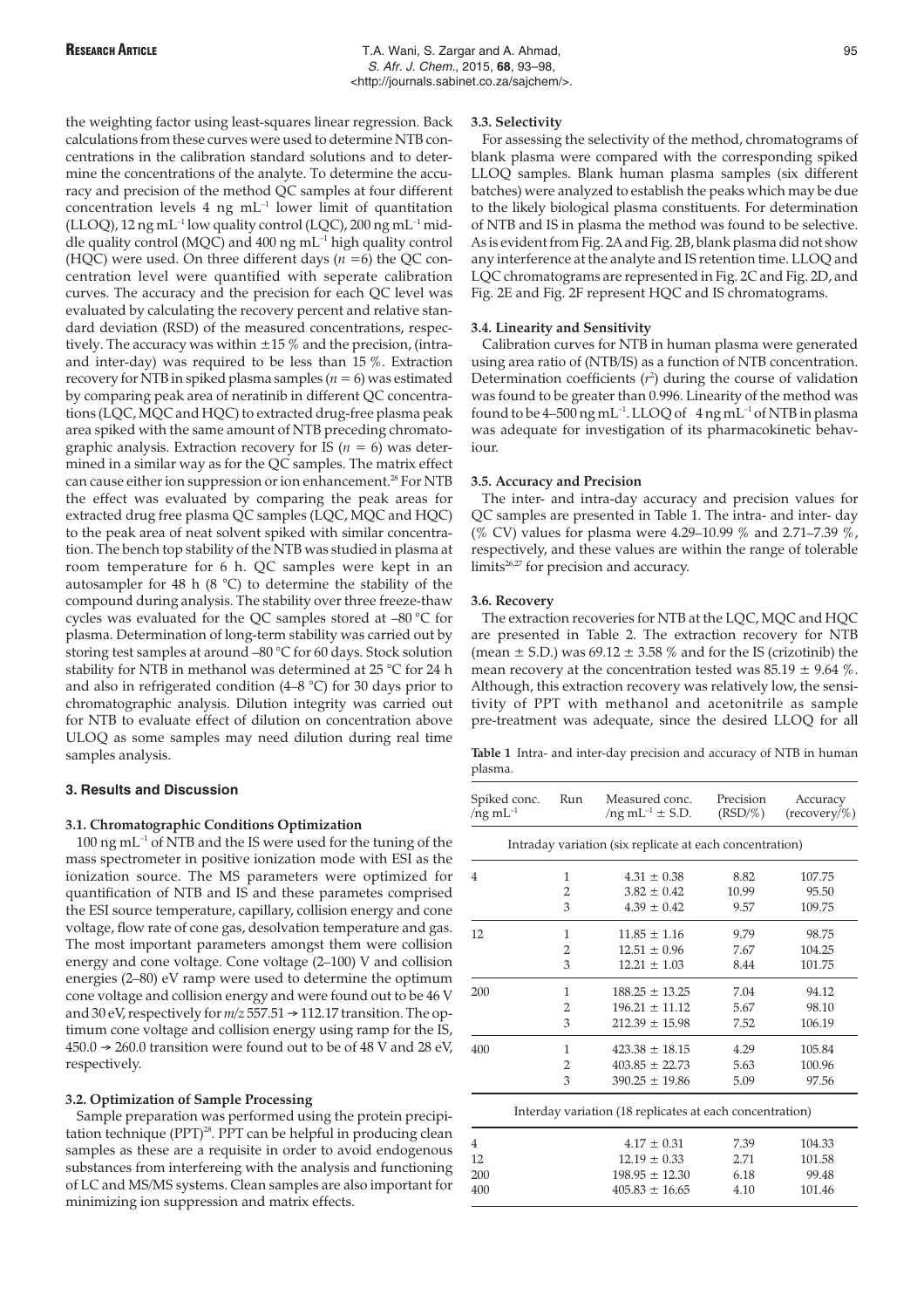the weighting factor using least-squares linear regression. Back calculations from these curves were used to determine NTB concentrations in the calibration standard solutions and to determine the concentrations of the analyte. To determine the accuracy and precision of the method QC samples at four different concentration levels 4 ng mL$^{-1}$ lower limit of quantitation (LLOQ), 12 ng mL$^{-1}$ low quality control (LQC), 200 ng mL$^{-1}$ middle quality control (MQC) and 400 ng mL$^{-1}$ high quality control (HQC) were used. On three different days ($n$ =6) the QC concentration level were quantified with seperate calibration curves. The accuracy and the precision for each QC level was evaluated by calculating the recovery percent and relative standard deviation (RSD) of the measured concentrations, respectively. The accuracy was within ±15 % and the precision, (intra- and inter-day) was required to be less than 15 %. Extraction recovery for NTB in spiked plasma samples ($n$ = 6) was estimated by comparing peak area of neratinib in different QC concentrations (LQC, MQC and HQC) to extracted drug-free plasma peak area spiked with the same amount of NTB preceding chromatographic analysis. Extraction recovery for IS ($n$ = 6) was determined in a similar way as for the QC samples. The matrix effect can cause either ion suppression or ion enhancement.[28] For NTB the effect was evaluated by comparing the peak areas for extracted drug free plasma QC samples (LQC, MQC and HQC) to the peak area of neat solvent spiked with similar concentration. The bench top stability of the NTB was studied in plasma at room temperature for 6 h. QC samples were kept in an autosampler for 48 h (8 °C) to determine the stability of the compound during analysis. The stability over three freeze-thaw cycles was evaluated for the QC samples stored at –80 °C for plasma. Determination of long-term stability was carried out by storing test samples at around –80 °C for 60 days. Stock solution stability for NTB in methanol was determined at 25 °C for 24 h and also in refrigerated condition (4–8 °C) for 30 days prior to chromatographic analysis. Dilution integrity was carried out for NTB to evaluate effect of dilution on concentration above ULOQ as some samples may need dilution during real time samples analysis.

## 3. Results and Discussion

### 3.1. Chromatographic Conditions Optimization

100 ng mL$^{-1}$ of NTB and the IS were used for the tuning of the mass spectrometer in positive ionization mode with ESI as the ionization source. The MS parameters were optimized for quantification of NTB and IS and these parametes comprised the ESI source temperature, capillary, collision energy and cone voltage, flow rate of cone gas, desolvation temperature and gas. The most important parameters amongst them were collision energy and cone voltage. Cone voltage (2–100) V and collision energies (2–80) eV ramp were used to determine the optimum cone voltage and collision energy and were found out to be 46 V and 30 eV, respectively for $m/z$ 557.51 → 112.17 transition. The optimum cone voltage and collision energy using ramp for the IS, 450.0 → 260.0 transition were found out to be of 48 V and 28 eV, respectively.

### 3.2. Optimization of Sample Processing

Sample preparation was performed using the protein precipitation technique (PPT)[28]. PPT can be helpful in producing clean samples as these are a requisite in order to avoid endogenous substances from interfereing with the analysis and functioning of LC and MS/MS systems. Clean samples are also important for minimizing ion suppression and matrix effects.

### 3.3. Selectivity

For assessing the selectivity of the method, chromatograms of blank plasma were compared with the corresponding spiked LLOQ samples. Blank human plasma samples (six different batches) were analyzed to establish the peaks which may be due to the likely biological plasma constituents. For determination of NTB and IS in plasma the method was found to be selective. As is evident from Fig. 2A and Fig. 2B, blank plasma did not show any interference at the analyte and IS retention time. LLOQ and LQC chromatograms are represented in Fig. 2C and Fig. 2D, and Fig. 2E and Fig. 2F represent HQC and IS chromatograms.

### 3.4. Linearity and Sensitivity

Calibration curves for NTB in human plasma were generated using area ratio of (NTB/IS) as a function of NTB concentration. Determination coefficients ($r^2$) during the course of validation was found to be greater than 0.996. Linearity of the method was found to be 4–500 ng mL$^{-1}$. LLOQ of 4 ng mL$^{-1}$ of NTB in plasma was adequate for investigation of its pharmacokinetic behaviour.

### 3.5. Accuracy and Precision

The inter- and intra-day accuracy and precision values for QC samples are presented in Table 1. The intra- and inter- day (% CV) values for plasma were 4.29–10.99 % and 2.71–7.39 %, respectively, and these values are within the range of tolerable limits[26,27] for precision and accuracy.

### 3.6. Recovery

The extraction recoveries for NTB at the LQC, MQC and HQC are presented in Table 2. The extraction recovery for NTB (mean ± S.D.) was 69.12 ± 3.58 % and for the IS (crizotinib) the mean recovery at the concentration tested was 85.19 ± 9.64 %. Although, this extraction recovery was relatively low, the sensitivity of PPT with methanol and acetonitrile as sample pre-treatment was adequate, since the desired LLOQ for all

**Table 1** Intra- and inter-day precision and accuracy of NTB in human plasma.

| Spiked conc. /ng mL$^{-1}$ | Run | Measured conc. /ng mL$^{-1}$ ± S.D. | Precision (RSD/%) | Accuracy (recovery/%) |
|---|---|---|---|---|
| Intraday variation (six replicate at each concentration) | | | | |
| 4 | 1 | 4.31 ± 0.38 | 8.82 | 107.75 |
| | 2 | 3.82 ± 0.42 | 10.99 | 95.50 |
| | 3 | 4.39 ± 0.42 | 9.57 | 109.75 |
| 12 | 1 | 11.85 ± 1.16 | 9.79 | 98.75 |
| | 2 | 12.51 ± 0.96 | 7.67 | 104.25 |
| | 3 | 12.21 ± 1.03 | 8.44 | 101.75 |
| 200 | 1 | 188.25 ± 13.25 | 7.04 | 94.12 |
| | 2 | 196.21 ± 11.12 | 5.67 | 98.10 |
| | 3 | 212.39 ± 15.98 | 7.52 | 106.19 |
| 400 | 1 | 423.38 ± 18.15 | 4.29 | 105.84 |
| | 2 | 403.85 ± 22.73 | 5.63 | 100.96 |
| | 3 | 390.25 ± 19.86 | 5.09 | 97.56 |
| Interday variation (18 replicates at each concentration) | | | | |
| 4 | | 4.17 ± 0.31 | 7.39 | 104.33 |
| 12 | | 12.19 ± 0.33 | 2.71 | 101.58 |
| 200 | | 198.95 ± 12.30 | 6.18 | 99.48 |
| 400 | | 405.83 ± 16.65 | 4.10 | 101.46 |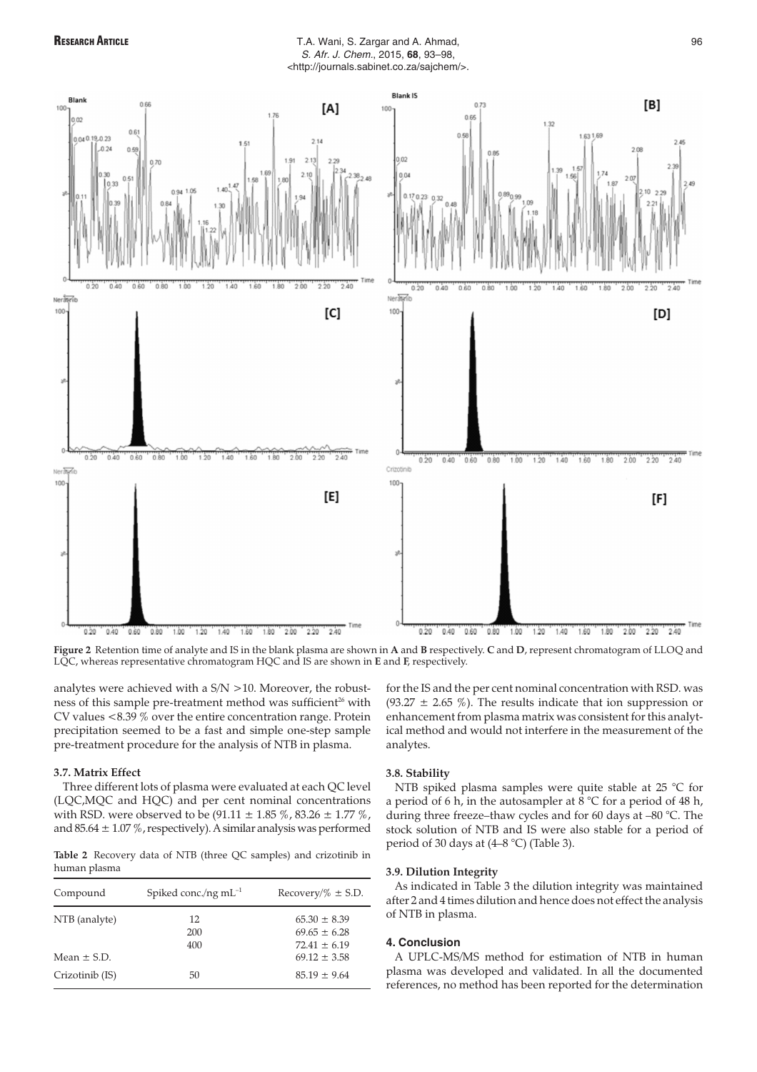**Figure 2** Retention time of analyte and IS in the blank plasma are shown in **A** and **B** respectively. **C** and **D**, represent chromatogram of LLOQ and LQC, whereas representative chromatogram HQC and IS are shown in **E** and **F**, respectively.

analytes were achieved with a S/N >10. Moreover, the robustness of this sample pre-treatment method was sufficient[26] with CV values <8.39 % over the entire concentration range. Protein precipitation seemed to be a fast and simple one-step sample pre-treatment procedure for the analysis of NTB in plasma.

### 3.7. Matrix Effect

Three different lots of plasma were evaluated at each QC level (LQC,MQC and HQC) and per cent nominal concentrations with RSD. were observed to be (91.11 ± 1.85 %, 83.26 ± 1.77 %, and 85.64 ± 1.07 %, respectively). A similar analysis was performed for the IS and the per cent nominal concentration with RSD. was (93.27 ± 2.65 %). The results indicate that ion suppression or enhancement from plasma matrix was consistent for this analytical method and would not interfere in the measurement of the analytes.

**Table 2** Recovery data of NTB (three QC samples) and crizotinib in human plasma

| Compound | Spiked conc./ng $mL^{-1}$ | Recovery/% ± S.D. |
|---|---|---|
| NTB (analyte) | 12 | 65.30 ± 8.39 |
| | 200 | 69.65 ± 6.28 |
| | 400 | 72.41 ± 6.19 |
| Mean ± S.D. | | 69.12 ± 3.58 |
| Crizotinib (IS) | 50 | 85.19 ± 9.64 |

### 3.8. Stability

NTB spiked plasma samples were quite stable at 25 °C for a period of 6 h, in the autosampler at 8 °C for a period of 48 h, during three freeze–thaw cycles and for 60 days at –80 °C. The stock solution of NTB and IS were also stable for a period of period of 30 days at (4–8 °C) (Table 3).

### 3.9. Dilution Integrity

As indicated in Table 3 the dilution integrity was maintained after 2 and 4 times dilution and hence does not effect the analysis of NTB in plasma.

## 4. Conclusion

A UPLC-MS/MS method for estimation of NTB in human plasma was developed and validated. In all the documented references, no method has been reported for the determination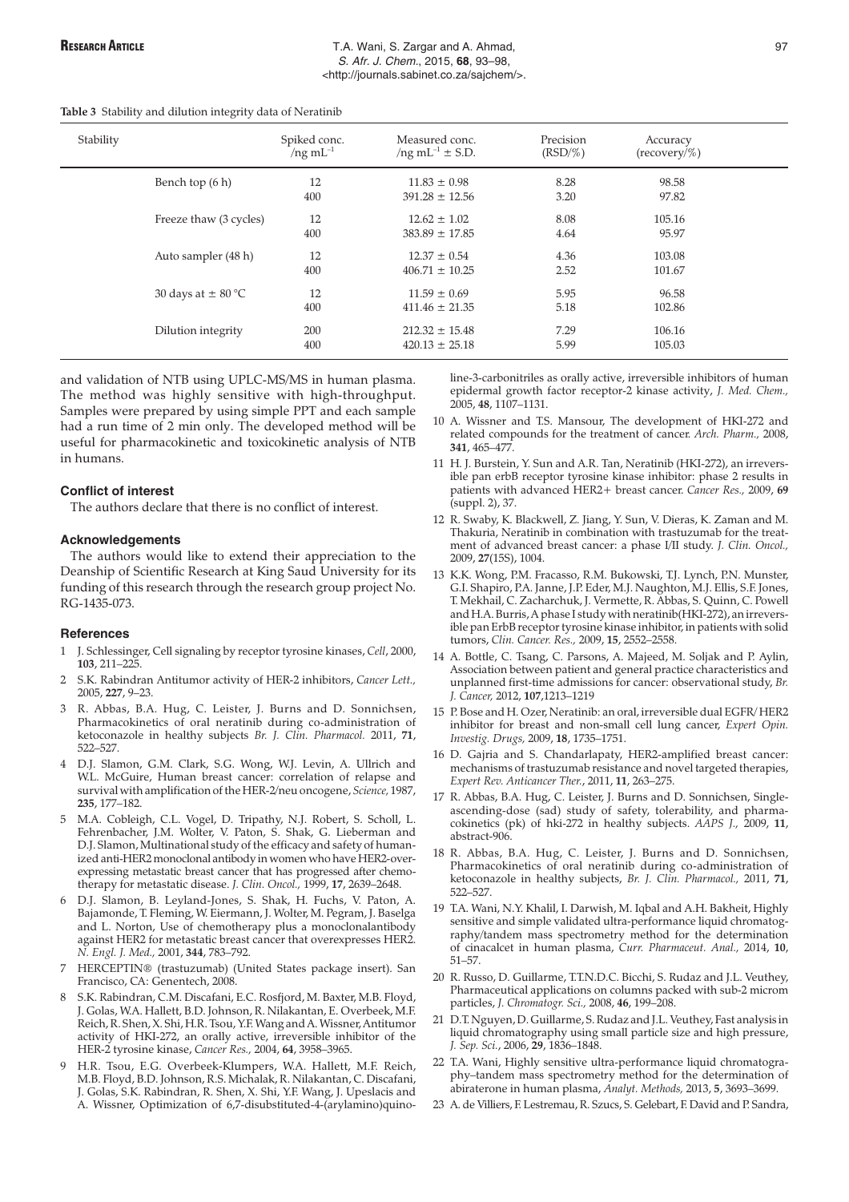**Table 3** Stability and dilution integrity data of Neratinib

| Stability | Spiked conc. /ng mL$^{-1}$ | Measured conc. /ng mL$^{-1}$ ± S.D. | Precision (RSD/%) | Accuracy (recovery/%) |
|---|---|---|---|---|
| Bench top (6 h) | 12 | 11.83 ± 0.98 | 8.28 | 98.58 |
| | 400 | 391.28 ± 12.56 | 3.20 | 97.82 |
| Freeze thaw (3 cycles) | 12 | 12.62 ± 1.02 | 8.08 | 105.16 |
| | 400 | 383.89 ± 17.85 | 4.64 | 95.97 |
| Auto sampler (48 h) | 12 | 12.37 ± 0.54 | 4.36 | 103.08 |
| | 400 | 406.71 ± 10.25 | 2.52 | 101.67 |
| 30 days at ± 80 °C | 12 | 11.59 ± 0.69 | 5.95 | 96.58 |
| | 400 | 411.46 ± 21.35 | 5.18 | 102.86 |
| Dilution integrity | 200 | 212.32 ± 15.48 | 7.29 | 106.16 |
| | 400 | 420.13 ± 25.18 | 5.99 | 105.03 |

and validation of NTB using UPLC-MS/MS in human plasma. The method was highly sensitive with high-throughput. Samples were prepared by using simple PPT and each sample had a run time of 2 min only. The developed method will be useful for pharmacokinetic and toxicokinetic analysis of NTB in humans.

### Conflict of interest

The authors declare that there is no conflict of interest.

### Acknowledgements

The authors would like to extend their appreciation to the Deanship of Scientific Research at King Saud University for its funding of this research through the research group project No. RG-1435-073.

### References

1 J. Schlessinger, Cell signaling by receptor tyrosine kinases, *Cell*, 2000, **103**, 211–225.

2 S.K. Rabindran Antitumor activity of HER-2 inhibitors, *Cancer Lett.,* 2005, **227**, 9–23.

3 R. Abbas, B.A. Hug, C. Leister, J. Burns and D. Sonnichsen, Pharmacokinetics of oral neratinib during co-administration of ketoconazole in healthy subjects *Br. J. Clin. Pharmacol.* 2011, **71**, 522–527.

4 D.J. Slamon, G.M. Clark, S.G. Wong, W.J. Levin, A. Ullrich and W.L. McGuire, Human breast cancer: correlation of relapse and survival with amplification of the HER-2/neu oncogene, *Science,* 1987, **235**, 177–182.

5 M.A. Cobleigh, C.L. Vogel, D. Tripathy, N.J. Robert, S. Scholl, L. Fehrenbacher, J.M. Wolter, V. Paton, S. Shak, G. Lieberman and D.J. Slamon, Multinational study of the efficacy and safety of humanized anti-HER2 monoclonal antibody in women who have HER2-overexpressing metastatic breast cancer that has progressed after chemotherapy for metastatic disease. *J. Clin. Oncol.,* 1999, **17**, 2639–2648.

6 D.J. Slamon, B. Leyland-Jones, S. Shak, H. Fuchs, V. Paton, A. Bajamonde, T. Fleming, W. Eiermann, J. Wolter, M. Pegram, J. Baselga and L. Norton, Use of chemotherapy plus a monoclonalantibody against HER2 for metastatic breast cancer that overexpresses HER2. *N. Engl. J. Med.,* 2001, **344**, 783–792.

7 HERCEPTIN® (trastuzumab) (United States package insert). San Francisco, CA: Genentech, 2008.

8 S.K. Rabindran, C.M. Discafani, E.C. Rosfjord, M. Baxter, M.B. Floyd, J. Golas, W.A. Hallett, B.D. Johnson, R. Nilakantan, E. Overbeek, M.F. Reich, R. Shen, X. Shi, H.R. Tsou, Y.F. Wang and A. Wissner, Antitumor activity of HKI-272, an orally active, irreversible inhibitor of the HER-2 tyrosine kinase, *Cancer Res.,* 2004, **64**, 3958–3965.

9 H.R. Tsou, E.G. Overbeek-Klumpers, W.A. Hallett, M.F. Reich, M.B. Floyd, B.D. Johnson, R.S. Michalak, R. Nilakantan, C. Discafani, J. Golas, S.K. Rabindran, R. Shen, X. Shi, Y.F. Wang, J. Upeslacis and A. Wissner, Optimization of 6,7-disubstituted-4-(arylamino)quinoline-3-carbonitriles as orally active, irreversible inhibitors of human epidermal growth factor receptor-2 kinase activity, *J. Med. Chem.,* 2005, **48**, 1107–1131.

10 A. Wissner and T.S. Mansour, The development of HKI-272 and related compounds for the treatment of cancer. *Arch. Pharm.,* 2008, **341**, 465–477.

11 H. J. Burstein, Y. Sun and A.R. Tan, Neratinib (HKI-272), an irreversible pan erbB receptor tyrosine kinase inhibitor: phase 2 results in patients with advanced HER2+ breast cancer. *Cancer Res.,* 2009, **69** (suppl. 2), 37.

12 R. Swaby, K. Blackwell, Z. Jiang, Y. Sun, V. Dieras, K. Zaman and M. Thakuria, Neratinib in combination with trastuzumab for the treatment of advanced breast cancer: a phase I/II study. *J. Clin. Oncol.,* 2009, **27**(15S), 1004.

13 K.K. Wong, P.M. Fracasso, R.M. Bukowski, T.J. Lynch, P.N. Munster, G.I. Shapiro, P.A. Janne, J.P. Eder, M.J. Naughton, M.J. Ellis, S.F. Jones, T. Mekhail, C. Zacharchuk, J. Vermette, R. Abbas, S. Quinn, C. Powell and H.A. Burris, A phase I study with neratinib(HKI-272), an irreversible pan ErbB receptor tyrosine kinase inhibitor, in patients with solid tumors, *Clin. Cancer. Res.,* 2009, **15**, 2552–2558.

14 A. Bottle, C. Tsang, C. Parsons, A. Majeed, M. Soljak and P. Aylin, Association between patient and general practice characteristics and unplanned first-time admissions for cancer: observational study, *Br. J. Cancer,* 2012, **107**,1213–1219

15 P. Bose and H. Ozer, Neratinib: an oral, irreversible dual EGFR/ HER2 inhibitor for breast and non-small cell lung cancer, *Expert Opin. Investig. Drugs,* 2009, **18**, 1735–1751.

16 D. Gajria and S. Chandarlapaty, HER2-amplified breast cancer: mechanisms of trastuzumab resistance and novel targeted therapies, *Expert Rev. Anticancer Ther.*, 2011, **11**, 263–275.

17 R. Abbas, B.A. Hug, C. Leister, J. Burns and D. Sonnichsen, Single-ascending-dose (sad) study of safety, tolerability, and pharmacokinetics (pk) of hki-272 in healthy subjects. *AAPS J.,* 2009, **11**, abstract-906.

18 R. Abbas, B.A. Hug, C. Leister, J. Burns and D. Sonnichsen, Pharmacokinetics of oral neratinib during co-administration of ketoconazole in healthy subjects, *Br. J. Clin. Pharmacol.,* 2011, **71**, 522–527.

19 T.A. Wani, N.Y. Khalil, I. Darwish, M. Iqbal and A.H. Bakheit, Highly sensitive and simple validated ultra-performance liquid chromatography/tandem mass spectrometry method for the determination of cinacalcet in human plasma, *Curr. Pharmaceut. Anal.,* 2014, **10**, 51–57.

20 R. Russo, D. Guillarme, T.T.N.D.C. Bicchi, S. Rudaz and J.L. Veuthey, Pharmaceutical applications on columns packed with sub-2 microm particles, *J. Chromatogr. Sci.,* 2008, **46**, 199–208.

21 D.T. Nguyen, D. Guillarme, S. Rudaz and J.L. Veuthey, Fast analysis in liquid chromatography using small particle size and high pressure, *J. Sep. Sci.*, 2006, **29**, 1836–1848.

22 T.A. Wani, Highly sensitive ultra-performance liquid chromatography–tandem mass spectrometry method for the determination of abiraterone in human plasma, *Analyt. Methods,* 2013, **5**, 3693–3699.

23 A. de Villiers, F. Lestremau, R. Szucs, S. Gelebart, F. David and P. Sandra,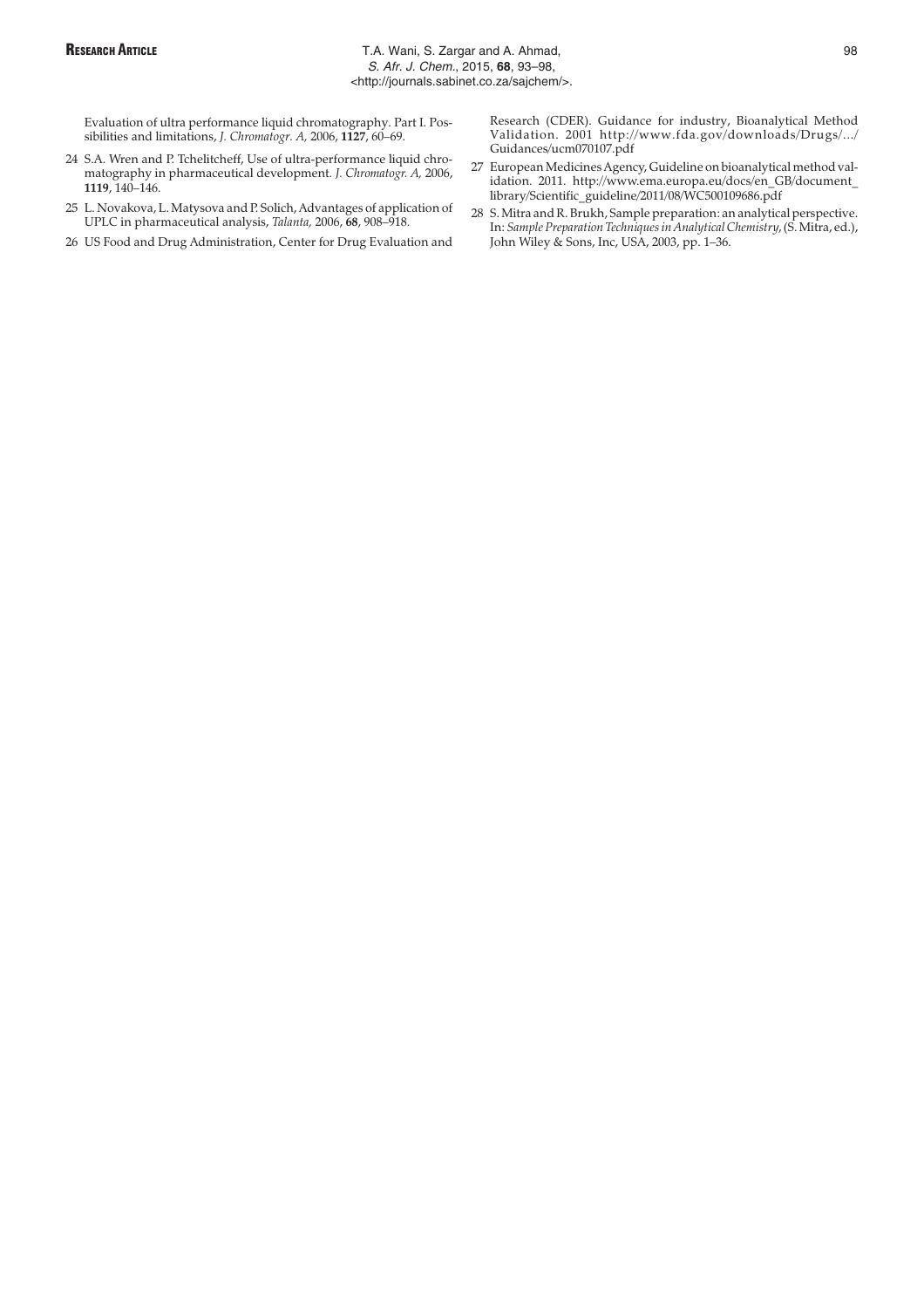Evaluation of ultra performance liquid chromatography. Part I. Possibilities and limitations, *J. Chromatogr. A,* 2006, **1127**, 60–69.

24 S.A. Wren and P. Tchelitcheff, Use of ultra-performance liquid chromatography in pharmaceutical development. *J. Chromatogr. A,* 2006, **1119**, 140–146.

25 L. Novakova, L. Matysova and P. Solich, Advantages of application of UPLC in pharmaceutical analysis, *Talanta,* 2006, **68**, 908–918.

26 US Food and Drug Administration, Center for Drug Evaluation and Research (CDER). Guidance for industry, Bioanalytical Method Validation. 2001 http://www.fda.gov/downloads/Drugs/.../Guidances/ucm070107.pdf

27 European Medicines Agency, Guideline on bioanalytical method validation. 2011. http://www.ema.europa.eu/docs/en_GB/document_library/Scientific_guideline/2011/08/WC500109686.pdf

28 S. Mitra and R. Brukh, Sample preparation: an analytical perspective. In: *Sample Preparation Techniques in Analytical Chemistry*, (S. Mitra, ed.), John Wiley & Sons, Inc, USA, 2003, pp. 1–36.